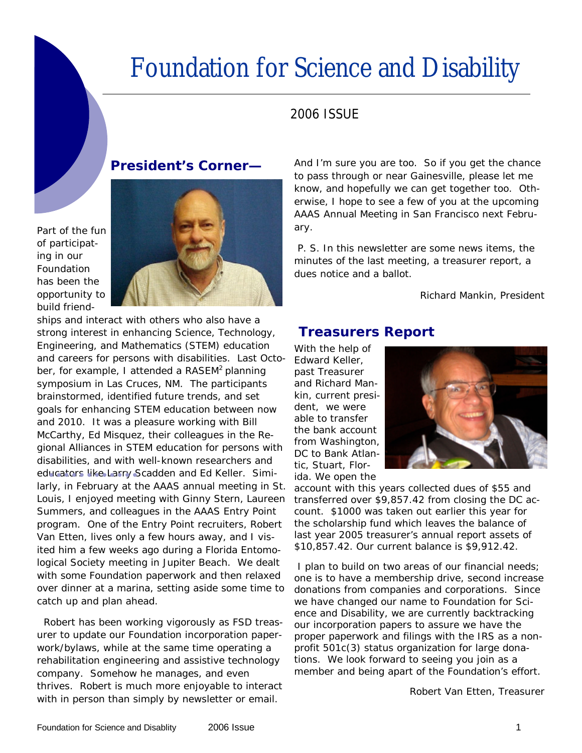# Foundation for Science and Disability

2006 ISSUE

## President's Corner—

Part of the fun of participating in our Foundation has been the opportunity to build friendships and interact with others who also have a strong interest in enhancing Science, Technology, Engineering, and Mathematics (STEM) education and careers for persons with disabilities. Last October, for example, I attended a RASEM$^2$ planning symposium in Las Cruces, NM. The participants brainstormed, identified future trends, and set goals for enhancing STEM education between now and 2010. It was a pleasure working with Bill McCarthy, Ed Misquez, their colleagues in the Regional Alliances in STEM education for persons with disabilities, and with well-known researchers and educators like Larry Scadden and Ed Keller. Similarly, in February at the AAAS annual meeting in St. Louis, I enjoyed meeting with Ginny Stern, Laureen Summers, and colleagues in the AAAS Entry Point program. One of the Entry Point recruiters, Robert Van Etten, lives only a few hours away, and I visited him a few weeks ago during a Florida Entomological Society meeting in Jupiter Beach. We dealt with some Foundation paperwork and then relaxed over dinner at a marina, setting aside some time to catch up and plan ahead.

Robert has been working vigorously as FSD treasurer to update our Foundation incorporation paperwork/bylaws, while at the same time operating a rehabilitation engineering and assistive technology company. Somehow he manages, and even thrives. Robert is much more enjoyable to interact with in person than simply by newsletter or email. And I'm sure you are too. So if you get the chance to pass through or near Gainesville, please let me know, and hopefully we can get together too. Otherwise, I hope to see a few of you at the upcoming AAAS Annual Meeting in San Francisco next February.

P. S. In this newsletter are some news items, the minutes of the last meeting, a treasurer report, a dues notice and a ballot.

Richard Mankin, President

## Treasurers Report

With the help of Edward Keller, past Treasurer and Richard Mankin, current president, we were able to transfer the bank account from Washington, DC to Bank Atlantic, Stuart, Florida. We open the account with this years collected dues of $55 and transferred over $9,857.42 from closing the DC account. $1000 was taken out earlier this year for the scholarship fund which leaves the balance of last year 2005 treasurer's annual report assets of $10,857.42. Our current balance is $9,912.42.

I plan to build on two areas of our financial needs; one is to have a membership drive, second increase donations from companies and corporations. Since we have changed our name to Foundation for Science and Disability, we are currently backtracking our incorporation papers to assure we have the proper paperwork and filings with the IRS as a nonprofit 501c(3) status organization for large donations. We look forward to seeing you join as a member and being apart of the Foundation's effort.

Robert Van Etten, Treasurer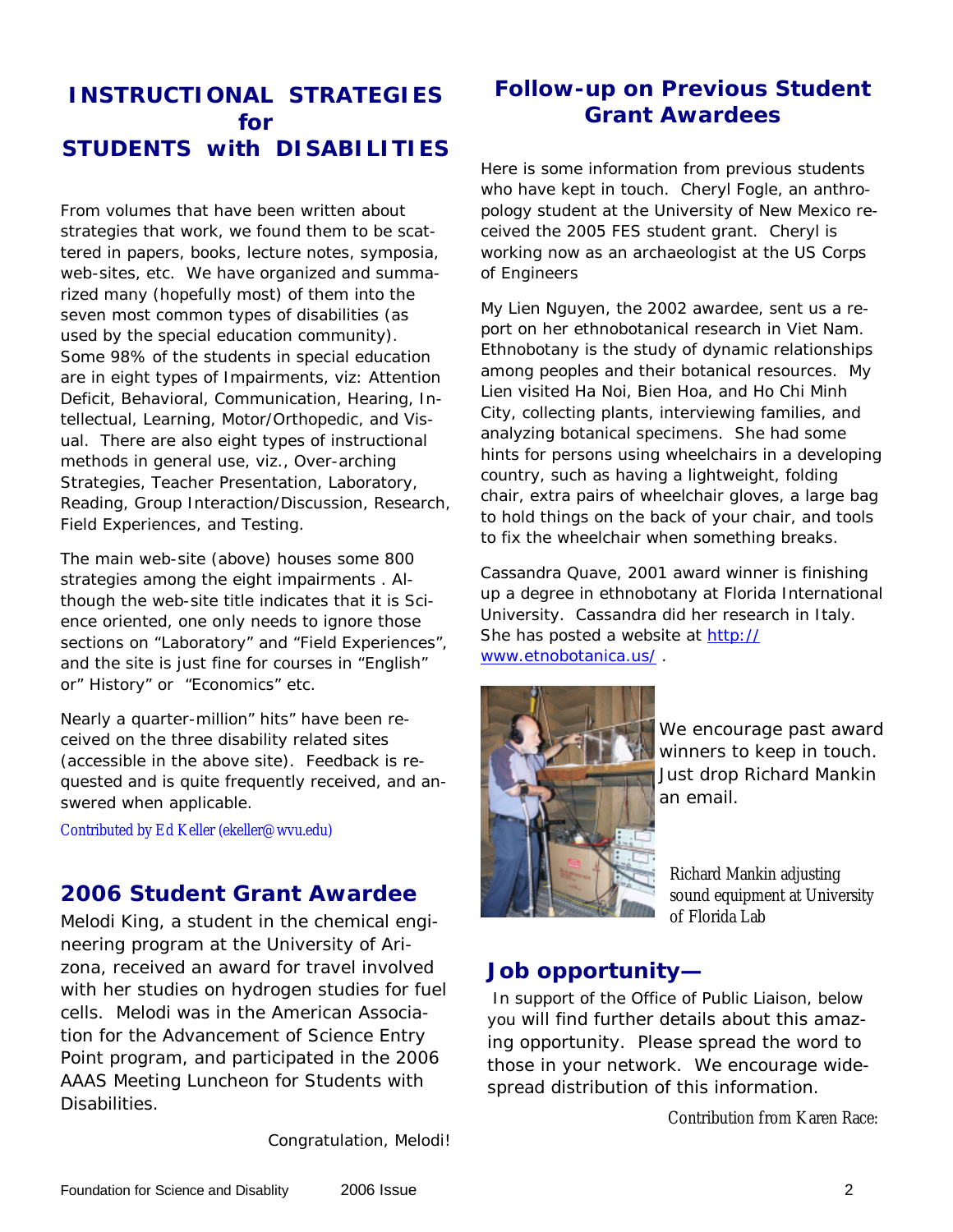## INSTRUCTIONAL STRATEGIES for STUDENTS with DISABILITIES

From volumes that have been written about strategies that work, we found them to be scattered in papers, books, lecture notes, symposia, web-sites, etc. We have organized and summarized many (hopefully most) of them into the seven most common types of disabilities (as used by the special education community). Some 98% of the students in special education are in eight types of Impairments, viz: Attention Deficit, Behavioral, Communication, Hearing, Intellectual, Learning, Motor/Orthopedic, and Visual. There are also eight types of instructional methods in general use, viz., Over-arching Strategies, Teacher Presentation, Laboratory, Reading, Group Interaction/Discussion, Research, Field Experiences, and Testing.

The main web-site (above) houses some 800 strategies among the eight impairments . Although the web-site title indicates that it is Science oriented, one only needs to ignore those sections on "Laboratory" and "Field Experiences", and the site is just fine for courses in "English" or" History" or "Economics" etc.

Nearly a quarter-million" hits" have been received on the three disability related sites (accessible in the above site). Feedback is requested and is quite frequently received, and answered when applicable.

*Contributed by Ed Keller (ekeller@wvu.edu)*

## 2006 Student Grant Awardee

Melodi King, a student in the chemical engineering program at the University of Arizona, received an award for travel involved with her studies on hydrogen studies for fuel cells. Melodi was in the American Association for the Advancement of Science Entry Point program, and participated in the 2006 AAAS Meeting Luncheon for Students with Disabilities.

Congratulation, Melodi!

## Follow-up on Previous Student Grant Awardees

Here is some information from previous students who have kept in touch. Cheryl Fogle, an anthropology student at the University of New Mexico received the 2005 FES student grant. Cheryl is working now as an archaeologist at the US Corps of Engineers

My Lien Nguyen, the 2002 awardee, sent us a report on her ethnobotanical research in Viet Nam. Ethnobotany is the study of dynamic relationships among peoples and their botanical resources. My Lien visited Ha Noi, Bien Hoa, and Ho Chi Minh City, collecting plants, interviewing families, and analyzing botanical specimens. She had some hints for persons using wheelchairs in a developing country, such as having a lightweight, folding chair, extra pairs of wheelchair gloves, a large bag to hold things on the back of your chair, and tools to fix the wheelchair when something breaks.

Cassandra Quave, 2001 award winner is finishing up a degree in ethnobotany at Florida International University. Cassandra did her research in Italy. She has posted a website at [http://www.etnobotanica.us/](http://www.etnobotanica.us/) .

We encourage past award winners to keep in touch. Just drop Richard Mankin an email.

Richard Mankin adjusting sound equipment at University of Florida Lab

## Job opportunity—

In support of the Office of Public Liaison, below you will find further details about this amazing opportunity. Please spread the word to those in your network. We encourage widespread distribution of this information.

Contribution from Karen Race: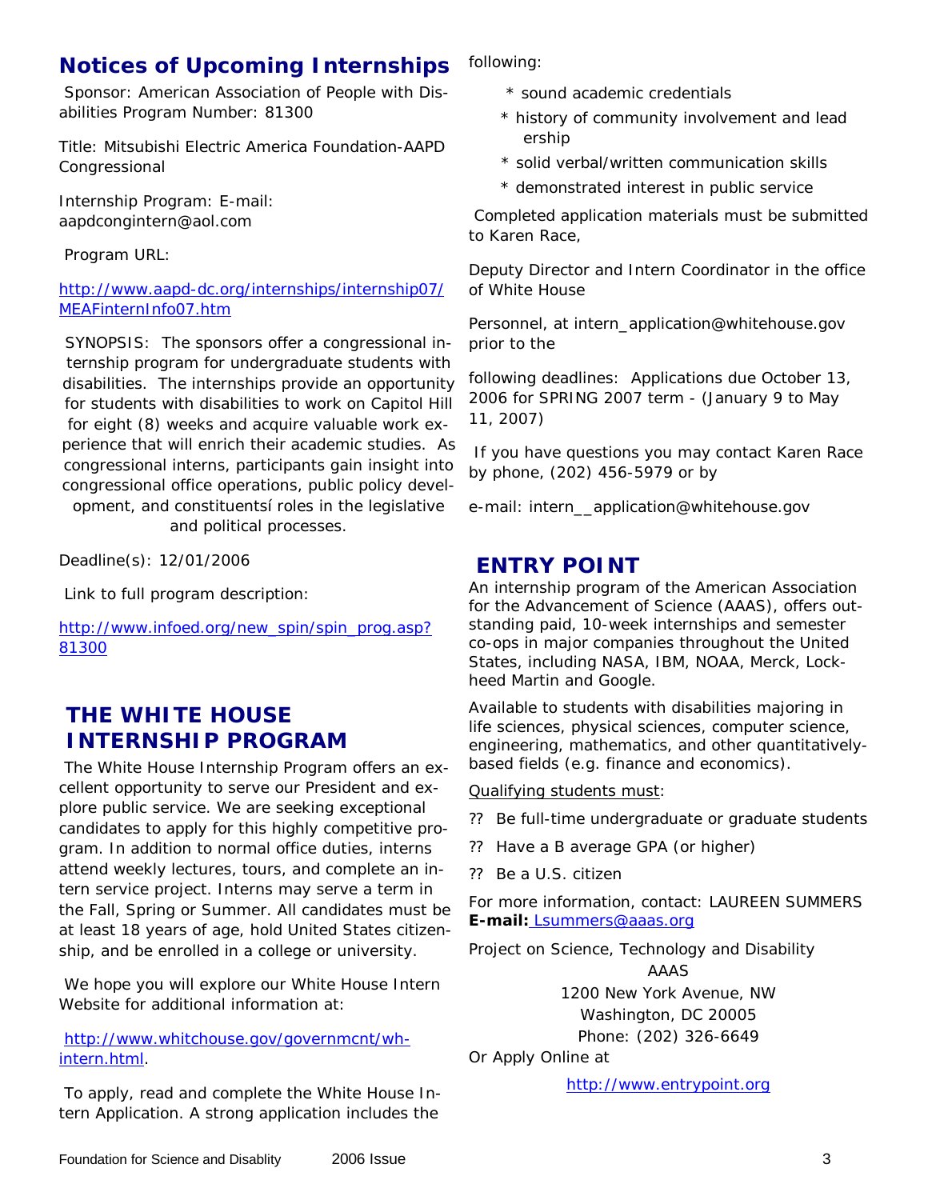## Notices of Upcoming Internships

Sponsor: American Association of People with Disabilities Program Number: 81300

Title: Mitsubishi Electric America Foundation-AAPD Congressional

Internship Program: E-mail: aapdcongintern@aol.com

Program URL:

http://www.aapd-dc.org/internships/internship07/MEAFinternInfo07.htm

SYNOPSIS: The sponsors offer a congressional internship program for undergraduate students with disabilities. The internships provide an opportunity for students with disabilities to work on Capitol Hill for eight (8) weeks and acquire valuable work experience that will enrich their academic studies. As congressional interns, participants gain insight into congressional office operations, public policy development, and constituentsí roles in the legislative and political processes.

Deadline(s): 12/01/2006

Link to full program description:

http://www.infoed.org/new_spin/spin_prog.asp?81300

## THE WHITE HOUSE INTERNSHIP PROGRAM

The White House Internship Program offers an excellent opportunity to serve our President and explore public service. We are seeking exceptional candidates to apply for this highly competitive program. In addition to normal office duties, interns attend weekly lectures, tours, and complete an intern service project. Interns may serve a term in the Fall, Spring or Summer. All candidates must be at least 18 years of age, hold United States citizenship, and be enrolled in a college or university.

We hope you will explore our White House Intern Website for additional information at:

http://www.whitchouse.gov/governmcnt/wh-intern.html.

To apply, read and complete the White House Intern Application. A strong application includes the following:

* sound academic credentials
* history of community involvement and leadership
* solid verbal/written communication skills
* demonstrated interest in public service

Completed application materials must be submitted to Karen Race,

Deputy Director and Intern Coordinator in the office of White House

Personnel, at intern_application@whitehouse.gov prior to the

following deadlines: Applications due October 13, 2006 for SPRING 2007 term - (January 9 to May 11, 2007)

If you have questions you may contact Karen Race by phone, (202) 456-5979 or by

e-mail: intern__application@whitehouse.gov

## ENTRY POINT

An internship program of the American Association for the Advancement of Science (AAAS), offers outstanding paid, 10-week internships and semester co-ops in major companies throughout the United States, including NASA, IBM, NOAA, Merck, Lockheed Martin and Google.

Available to students with disabilities majoring in life sciences, physical sciences, computer science, engineering, mathematics, and other quantitatively-based fields (e.g. finance and economics).

Qualifying students must:

?? Be full-time undergraduate or graduate students

?? Have a B average GPA (or higher)

?? Be a U.S. citizen

For more information, contact: LAUREEN SUMMERS
**E-mail:** Lsummers@aaas.org

Project on Science, Technology and Disability
AAAS
1200 New York Avenue, NW
Washington, DC 20005
Phone: (202) 326-6649

Or Apply Online at

http://www.entrypoint.org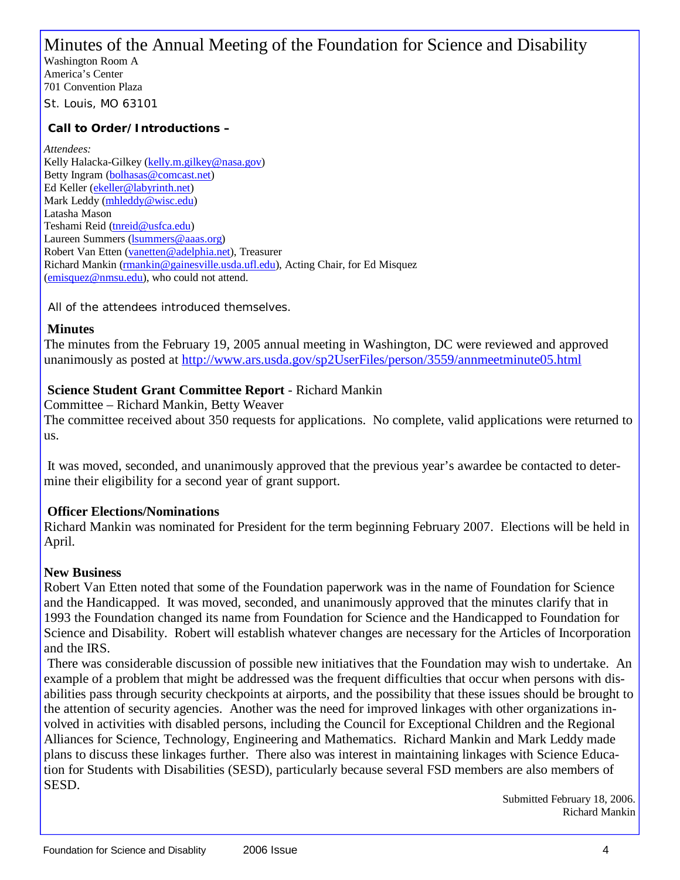# Minutes of the Annual Meeting of the Foundation for Science and Disability

Washington Room A
America's Center
701 Convention Plaza
St. Louis, MO 63101

**Call to Order/Introductions –**

*Attendees:*
Kelly Halacka-Gilkey (kelly.m.gilkey@nasa.gov)
Betty Ingram (bolhasas@comcast.net)
Ed Keller (ekeller@labyrinth.net)
Mark Leddy (mhleddy@wisc.edu)
Latasha Mason
Teshami Reid (tnreid@usfca.edu)
Laureen Summers (lsummers@aaas.org)
Robert Van Etten (vanetten@adelphia.net), Treasurer
Richard Mankin (rmankin@gainesville.usda.ufl.edu), Acting Chair, for Ed Misquez (emisquez@nmsu.edu), who could not attend.

All of the attendees introduced themselves.

**Minutes**

The minutes from the February 19, 2005 annual meeting in Washington, DC were reviewed and approved unanimously as posted at http://www.ars.usda.gov/sp2UserFiles/person/3559/annmeetminute05.html

**Science Student Grant Committee Report** - Richard Mankin

Committee – Richard Mankin, Betty Weaver

The committee received about 350 requests for applications. No complete, valid applications were returned to us.

It was moved, seconded, and unanimously approved that the previous year's awardee be contacted to determine their eligibility for a second year of grant support.

**Officer Elections/Nominations**

Richard Mankin was nominated for President for the term beginning February 2007. Elections will be held in April.

**New Business**

Robert Van Etten noted that some of the Foundation paperwork was in the name of Foundation for Science and the Handicapped. It was moved, seconded, and unanimously approved that the minutes clarify that in 1993 the Foundation changed its name from Foundation for Science and the Handicapped to Foundation for Science and Disability. Robert will establish whatever changes are necessary for the Articles of Incorporation and the IRS.

There was considerable discussion of possible new initiatives that the Foundation may wish to undertake. An example of a problem that might be addressed was the frequent difficulties that occur when persons with disabilities pass through security checkpoints at airports, and the possibility that these issues should be brought to the attention of security agencies. Another was the need for improved linkages with other organizations involved in activities with disabled persons, including the Council for Exceptional Children and the Regional Alliances for Science, Technology, Engineering and Mathematics. Richard Mankin and Mark Leddy made plans to discuss these linkages further. There also was interest in maintaining linkages with Science Education for Students with Disabilities (SESD), particularly because several FSD members are also members of SESD.

Submitted February 18, 2006.
Richard Mankin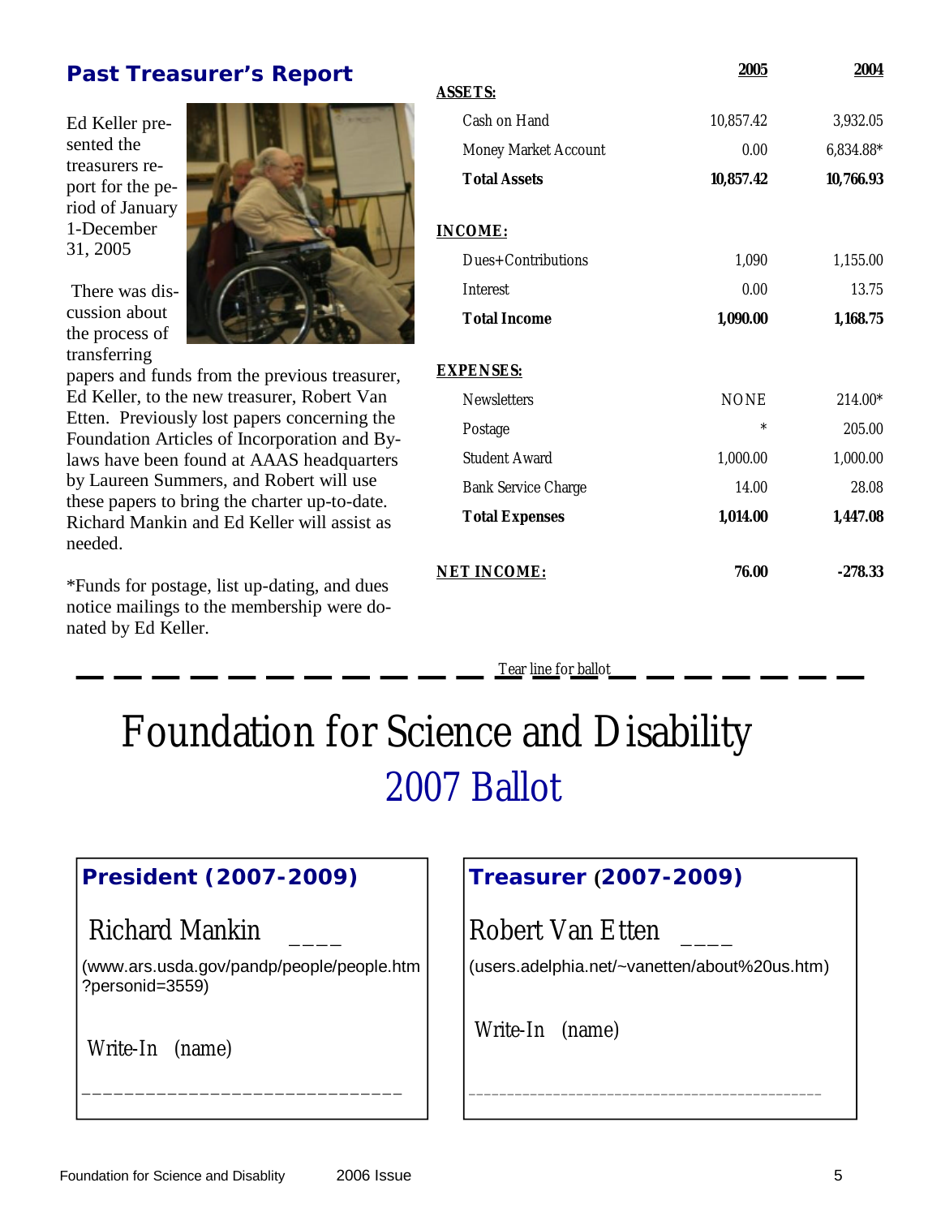## Past Treasurer's Report

Ed Keller presented the treasurers report for the period of January 1-December 31, 2005

There was discussion about the process of transferring papers and funds from the previous treasurer, Ed Keller, to the new treasurer, Robert Van Etten. Previously lost papers concerning the Foundation Articles of Incorporation and By-laws have been found at AAAS headquarters by Laureen Summers, and Robert will use these papers to bring the charter up-to-date. Richard Mankin and Ed Keller will assist as needed.

*Funds for postage, list up-dating, and dues notice mailings to the membership were donated by Ed Keller.

| | 2005 | 2004 |
|---|---|---|
| **ASSETS:** | | |
| Cash on Hand | 10,857.42 | 3,932.05 |
| Money Market Account | 0.00 | 6,834.88* |
| **Total Assets** | **10,857.42** | **10,766.93** |
| **INCOME:** | | |
| Dues+Contributions | 1,090 | 1,155.00 |
| Interest | 0.00 | 13.75 |
| **Total Income** | **1,090.00** | **1,168.75** |
| **EXPENSES:** | | |
| Newsletters | NONE | 214.00* |
| Postage | * | 205.00 |
| Student Award | 1,000.00 | 1,000.00 |
| Bank Service Charge | 14.00 | 28.08 |
| **Total Expenses** | **1,014.00** | **1,447.08** |
| **NET INCOME:** | **76.00** | **-278.33** |

Tear line for ballot

# Foundation for Science and Disability

## 2007 Ballot

### President (2007-2009)

Richard Mankin ____

(www.ars.usda.gov/pandp/people/people.htm?personid=3559)

Write-In (name)

_____________________________

### Treasurer (2007-2009)

Robert Van Etten ____

(users.adelphia.net/~vanetten/about%20us.htm)

Write-In (name)

_____________________________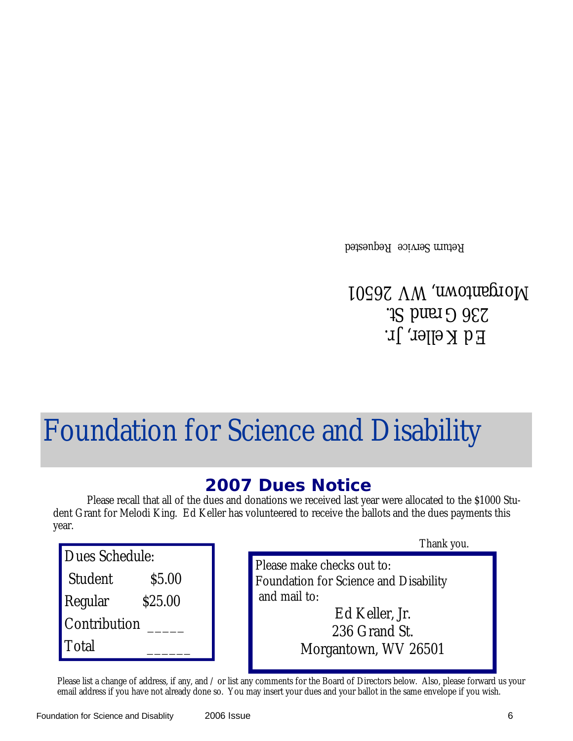Return Service Requested

Ed Keller, Jr.
236 Grand St.
Morgantown, WV 26501

# Foundation for Science and Disability

## 2007 Dues Notice

Please recall that all of the dues and donations we received last year were allocated to the $1000 Student Grant for Melodi King. Ed Keller has volunteered to receive the ballots and the dues payments this year.

Thank you.

| Dues Schedule: | |
|---|---|
| Student | $5.00 |
| Regular | $25.00 |
| Contribution | _____ |
| Total | ______ |

Please make checks out to:
Foundation for Science and Disability
and mail to:

Ed Keller, Jr.
236 Grand St.
Morgantown, WV 26501

Please list a change of address, if any, and / or list any comments for the Board of Directors below. Also, please forward us your email address if you have not already done so. You may insert your dues and your ballot in the same envelope if you wish.